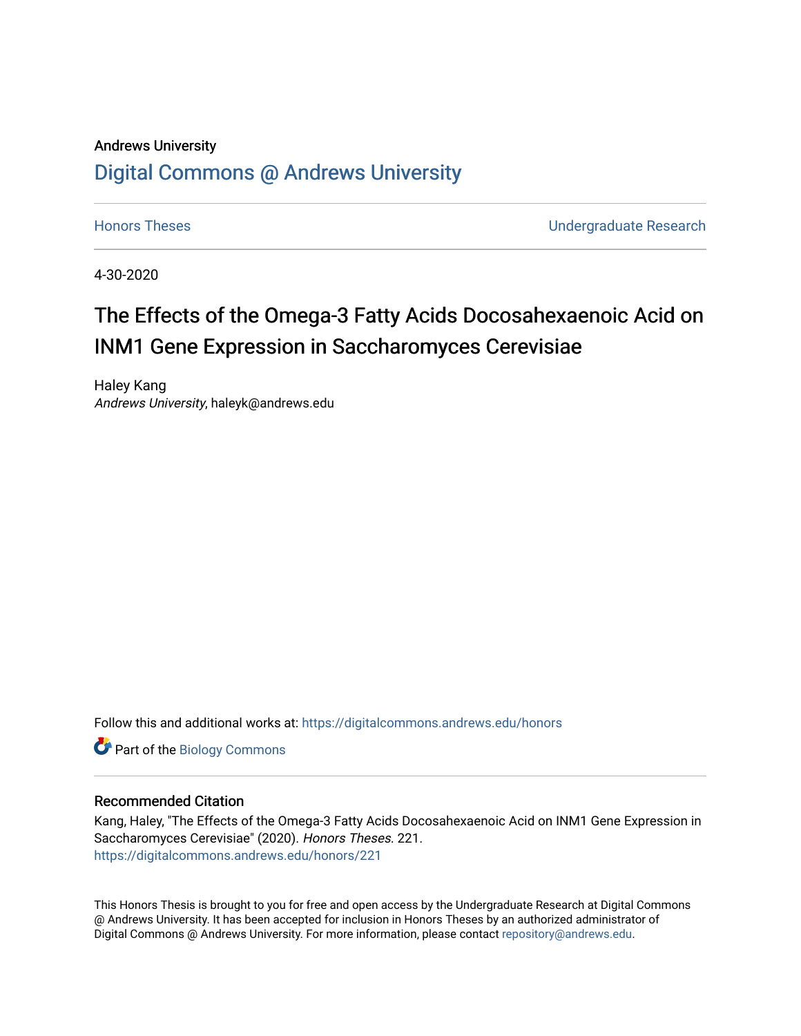Andrews University

# Digital Commons @ Andrews University

Honors Theses | Undergraduate Research

4-30-2020

## The Effects of the Omega-3 Fatty Acids Docosahexaenoic Acid on INM1 Gene Expression in Saccharomyces Cerevisiae

Haley Kang
*Andrews University*, haleyk@andrews.edu

Follow this and additional works at: https://digitalcommons.andrews.edu/honors

Part of the Biology Commons

### Recommended Citation

Kang, Haley, "The Effects of the Omega-3 Fatty Acids Docosahexaenoic Acid on INM1 Gene Expression in Saccharomyces Cerevisiae" (2020). *Honors Theses*. 221.
https://digitalcommons.andrews.edu/honors/221

This Honors Thesis is brought to you for free and open access by the Undergraduate Research at Digital Commons @ Andrews University. It has been accepted for inclusion in Honors Theses by an authorized administrator of Digital Commons @ Andrews University. For more information, please contact repository@andrews.edu.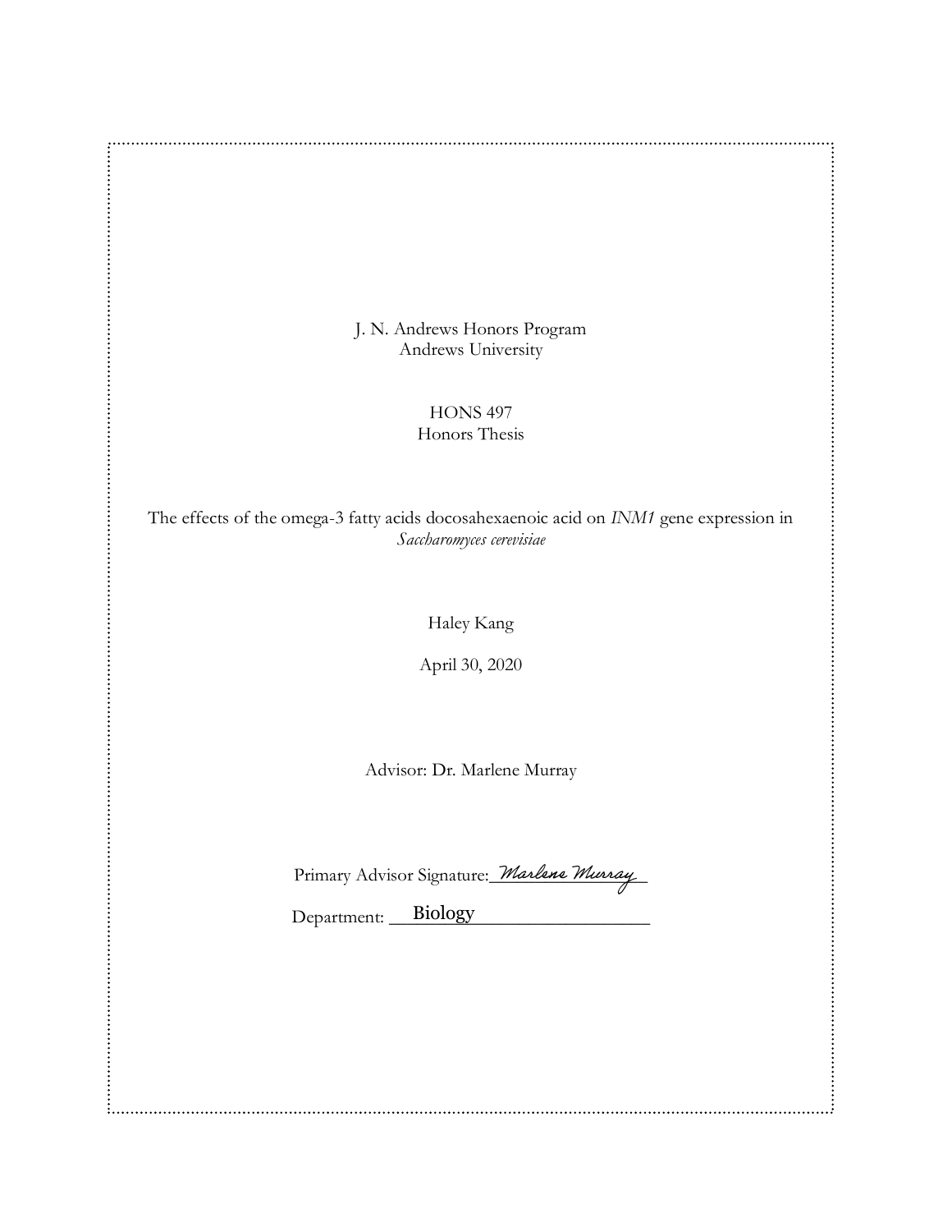J. N. Andrews Honors Program
Andrews University

HONS 497
Honors Thesis

The effects of the omega-3 fatty acids docosahexaenoic acid on *INM1* gene expression in *Saccharomyces cerevisiae*

Haley Kang

April 30, 2020

Advisor: Dr. Marlene Murray

Primary Advisor Signature: *Marlene Murray*

Department: Biology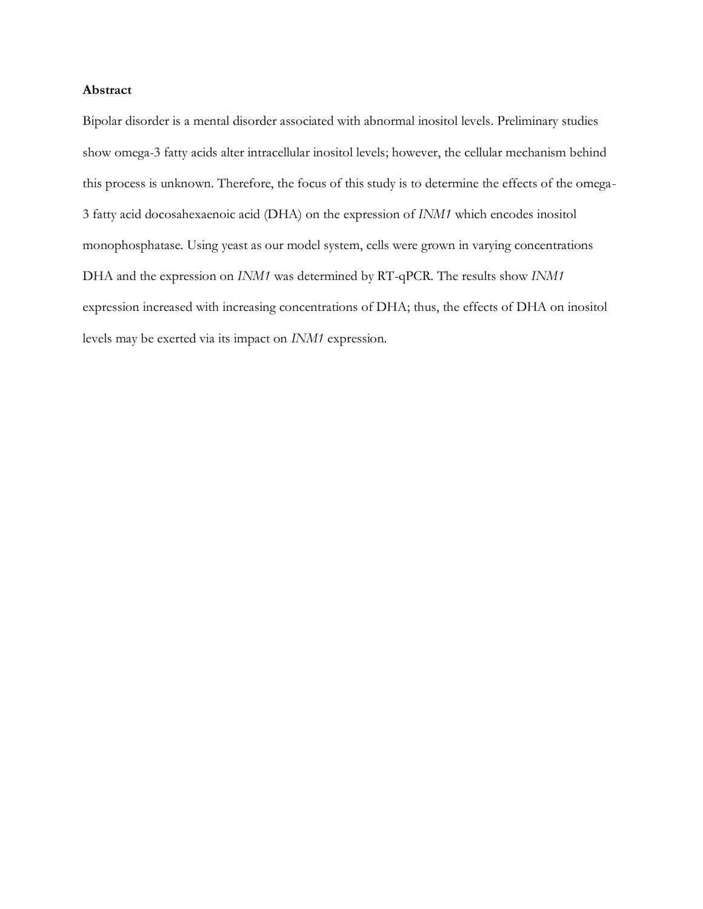**Abstract**

Bipolar disorder is a mental disorder associated with abnormal inositol levels. Preliminary studies show omega-3 fatty acids alter intracellular inositol levels; however, the cellular mechanism behind this process is unknown. Therefore, the focus of this study is to determine the effects of the omega-3 fatty acid docosahexaenoic acid (DHA) on the expression of *INM1* which encodes inositol monophosphatase. Using yeast as our model system, cells were grown in varying concentrations DHA and the expression on *INM1* was determined by RT-qPCR. The results show *INM1* expression increased with increasing concentrations of DHA; thus, the effects of DHA on inositol levels may be exerted via its impact on *INM1* expression.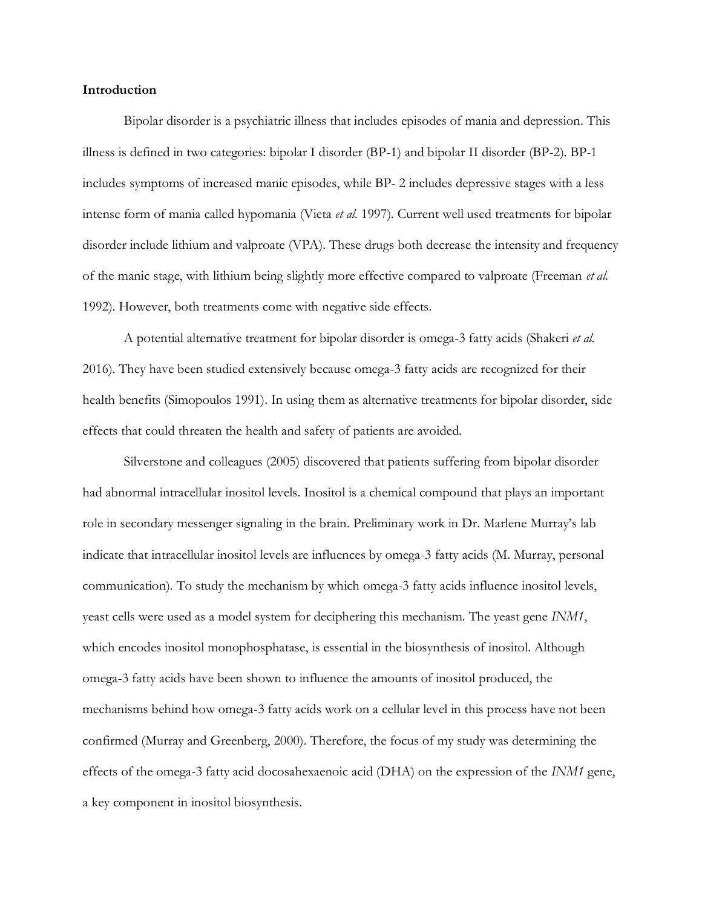**Introduction**

Bipolar disorder is a psychiatric illness that includes episodes of mania and depression. This illness is defined in two categories: bipolar I disorder (BP-1) and bipolar II disorder (BP-2). BP-1 includes symptoms of increased manic episodes, while BP- 2 includes depressive stages with a less intense form of mania called hypomania (Vieta *et al*. 1997). Current well used treatments for bipolar disorder include lithium and valproate (VPA). These drugs both decrease the intensity and frequency of the manic stage, with lithium being slightly more effective compared to valproate (Freeman *et al.* 1992). However, both treatments come with negative side effects.

A potential alternative treatment for bipolar disorder is omega-3 fatty acids (Shakeri *et al*. 2016). They have been studied extensively because omega-3 fatty acids are recognized for their health benefits (Simopoulos 1991). In using them as alternative treatments for bipolar disorder, side effects that could threaten the health and safety of patients are avoided.

Silverstone and colleagues (2005) discovered that patients suffering from bipolar disorder had abnormal intracellular inositol levels. Inositol is a chemical compound that plays an important role in secondary messenger signaling in the brain. Preliminary work in Dr. Marlene Murray's lab indicate that intracellular inositol levels are influences by omega-3 fatty acids (M. Murray, personal communication). To study the mechanism by which omega-3 fatty acids influence inositol levels, yeast cells were used as a model system for deciphering this mechanism. The yeast gene *INM1*, which encodes inositol monophosphatase, is essential in the biosynthesis of inositol. Although omega-3 fatty acids have been shown to influence the amounts of inositol produced, the mechanisms behind how omega-3 fatty acids work on a cellular level in this process have not been confirmed (Murray and Greenberg, 2000). Therefore, the focus of my study was determining the effects of the omega-3 fatty acid docosahexaenoic acid (DHA) on the expression of the *INM1* gene, a key component in inositol biosynthesis.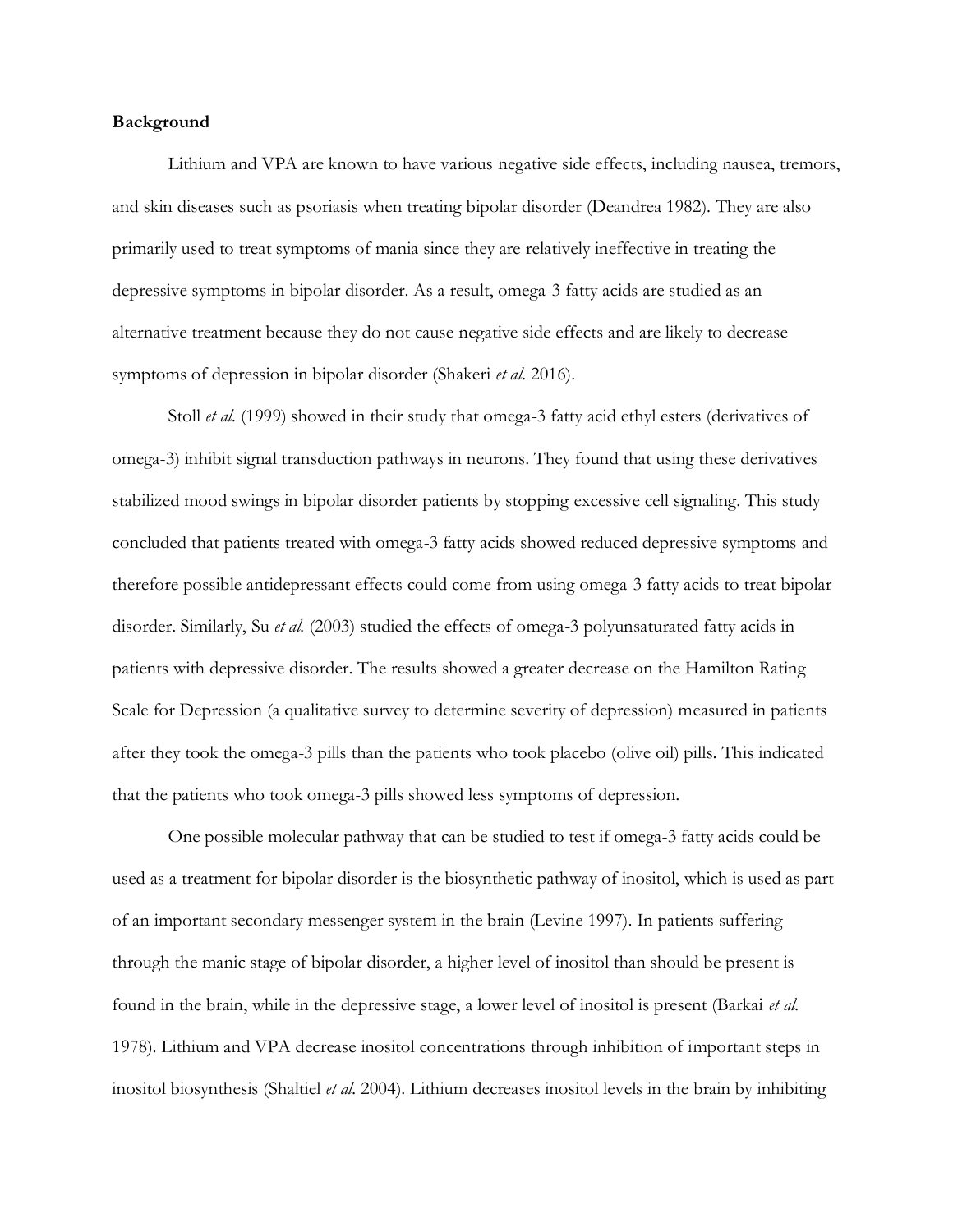**Background**

Lithium and VPA are known to have various negative side effects, including nausea, tremors, and skin diseases such as psoriasis when treating bipolar disorder (Deandrea 1982). They are also primarily used to treat symptoms of mania since they are relatively ineffective in treating the depressive symptoms in bipolar disorder. As a result, omega-3 fatty acids are studied as an alternative treatment because they do not cause negative side effects and are likely to decrease symptoms of depression in bipolar disorder (Shakeri *et al*. 2016).

Stoll *et al*. (1999) showed in their study that omega-3 fatty acid ethyl esters (derivatives of omega-3) inhibit signal transduction pathways in neurons. They found that using these derivatives stabilized mood swings in bipolar disorder patients by stopping excessive cell signaling. This study concluded that patients treated with omega-3 fatty acids showed reduced depressive symptoms and therefore possible antidepressant effects could come from using omega-3 fatty acids to treat bipolar disorder. Similarly, Su *et al*. (2003) studied the effects of omega-3 polyunsaturated fatty acids in patients with depressive disorder. The results showed a greater decrease on the Hamilton Rating Scale for Depression (a qualitative survey to determine severity of depression) measured in patients after they took the omega-3 pills than the patients who took placebo (olive oil) pills. This indicated that the patients who took omega-3 pills showed less symptoms of depression.

One possible molecular pathway that can be studied to test if omega-3 fatty acids could be used as a treatment for bipolar disorder is the biosynthetic pathway of inositol, which is used as part of an important secondary messenger system in the brain (Levine 1997). In patients suffering through the manic stage of bipolar disorder, a higher level of inositol than should be present is found in the brain, while in the depressive stage, a lower level of inositol is present (Barkai *et al*. 1978). Lithium and VPA decrease inositol concentrations through inhibition of important steps in inositol biosynthesis (Shaltiel *et al*. 2004). Lithium decreases inositol levels in the brain by inhibiting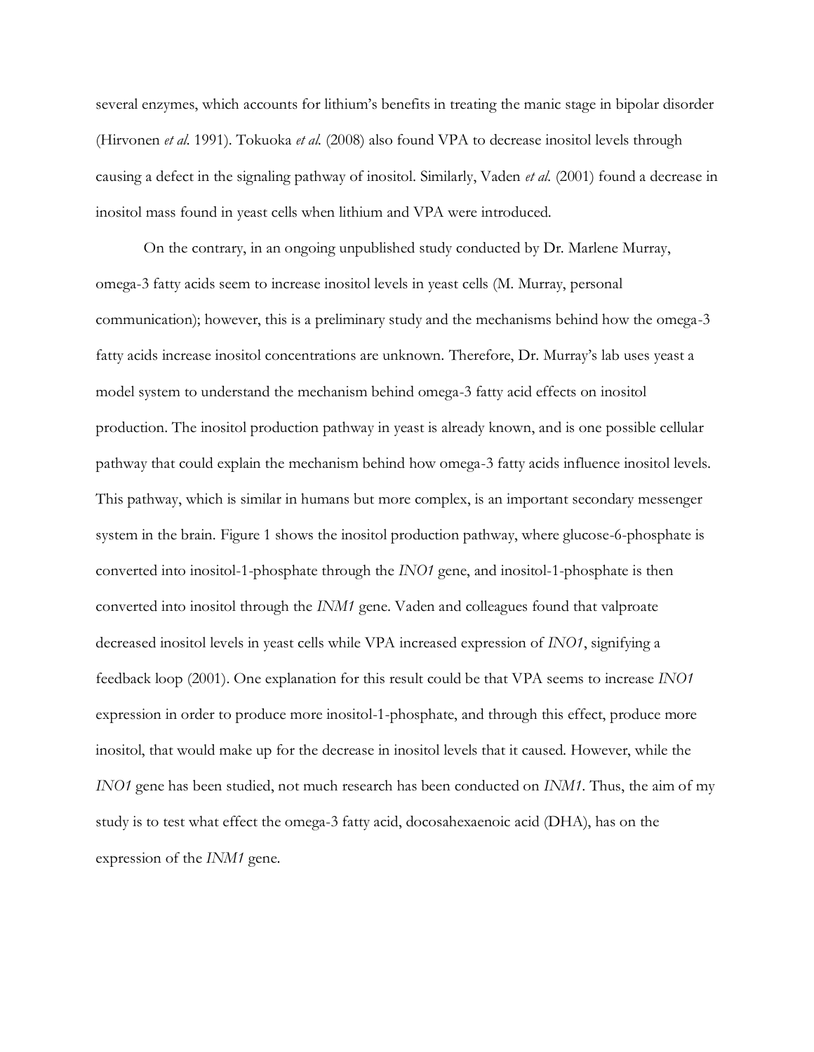several enzymes, which accounts for lithium's benefits in treating the manic stage in bipolar disorder (Hirvonen *et al.* 1991). Tokuoka *et al.* (2008) also found VPA to decrease inositol levels through causing a defect in the signaling pathway of inositol. Similarly, Vaden *et al.* (2001) found a decrease in inositol mass found in yeast cells when lithium and VPA were introduced.

On the contrary, in an ongoing unpublished study conducted by Dr. Marlene Murray, omega-3 fatty acids seem to increase inositol levels in yeast cells (M. Murray, personal communication); however, this is a preliminary study and the mechanisms behind how the omega-3 fatty acids increase inositol concentrations are unknown. Therefore, Dr. Murray's lab uses yeast a model system to understand the mechanism behind omega-3 fatty acid effects on inositol production. The inositol production pathway in yeast is already known, and is one possible cellular pathway that could explain the mechanism behind how omega-3 fatty acids influence inositol levels. This pathway, which is similar in humans but more complex, is an important secondary messenger system in the brain. Figure 1 shows the inositol production pathway, where glucose-6-phosphate is converted into inositol-1-phosphate through the *INO1* gene, and inositol-1-phosphate is then converted into inositol through the *INM1* gene. Vaden and colleagues found that valproate decreased inositol levels in yeast cells while VPA increased expression of *INO1*, signifying a feedback loop (2001). One explanation for this result could be that VPA seems to increase *INO1* expression in order to produce more inositol-1-phosphate, and through this effect, produce more inositol, that would make up for the decrease in inositol levels that it caused. However, while the *INO1* gene has been studied, not much research has been conducted on *INM1*. Thus, the aim of my study is to test what effect the omega-3 fatty acid, docosahexaenoic acid (DHA), has on the expression of the *INM1* gene.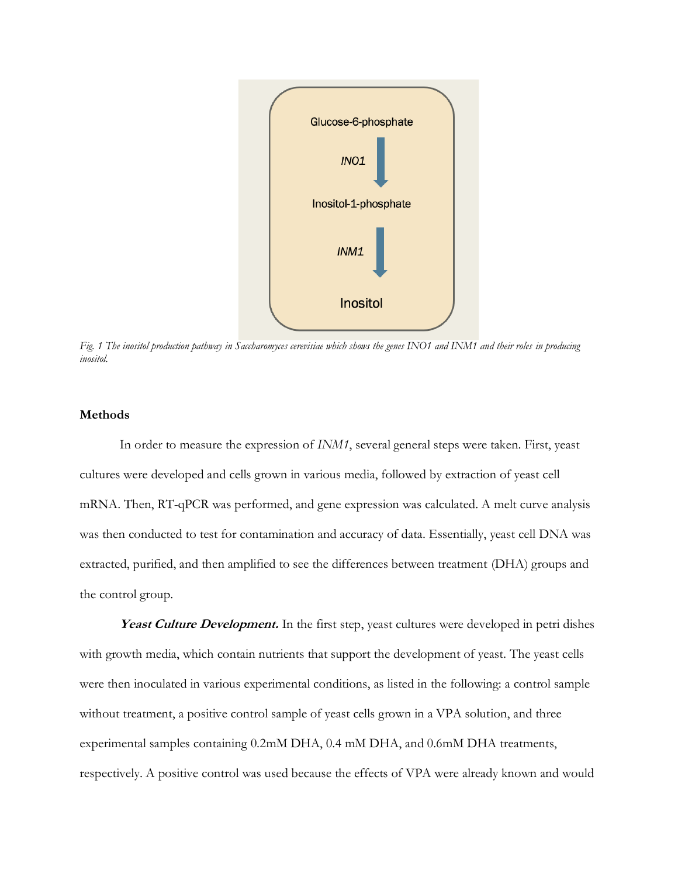Glucose-6-phosphate

*INO1*

Inositol-1-phosphate

*INM1*

Inositol

*Fig. 1 The inositol production pathway in Saccharomyces cerevisiae which shows the genes INO1 and INM1 and their roles in producing inositol.*

**Methods**

In order to measure the expression of *INM1*, several general steps were taken. First, yeast cultures were developed and cells grown in various media, followed by extraction of yeast cell mRNA. Then, RT-qPCR was performed, and gene expression was calculated. A melt curve analysis was then conducted to test for contamination and accuracy of data. Essentially, yeast cell DNA was extracted, purified, and then amplified to see the differences between treatment (DHA) groups and the control group.

***Yeast Culture Development.*** In the first step, yeast cultures were developed in petri dishes with growth media, which contain nutrients that support the development of yeast. The yeast cells were then inoculated in various experimental conditions, as listed in the following: a control sample without treatment, a positive control sample of yeast cells grown in a VPA solution, and three experimental samples containing 0.2mM DHA, 0.4 mM DHA, and 0.6mM DHA treatments, respectively. A positive control was used because the effects of VPA were already known and would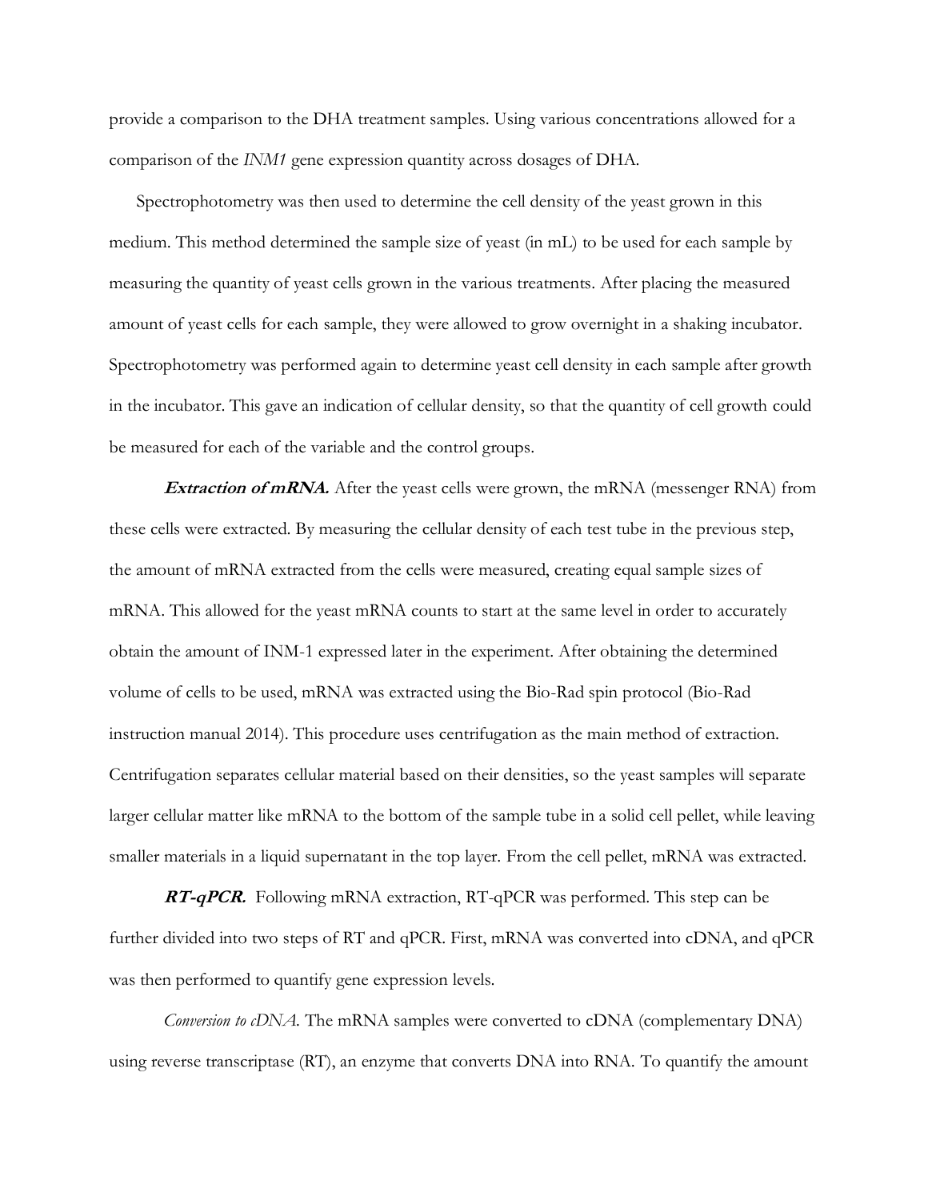provide a comparison to the DHA treatment samples. Using various concentrations allowed for a comparison of the *INM1* gene expression quantity across dosages of DHA.

Spectrophotometry was then used to determine the cell density of the yeast grown in this medium. This method determined the sample size of yeast (in mL) to be used for each sample by measuring the quantity of yeast cells grown in the various treatments. After placing the measured amount of yeast cells for each sample, they were allowed to grow overnight in a shaking incubator. Spectrophotometry was performed again to determine yeast cell density in each sample after growth in the incubator. This gave an indication of cellular density, so that the quantity of cell growth could be measured for each of the variable and the control groups.

***Extraction of mRNA.*** After the yeast cells were grown, the mRNA (messenger RNA) from these cells were extracted. By measuring the cellular density of each test tube in the previous step, the amount of mRNA extracted from the cells were measured, creating equal sample sizes of mRNA. This allowed for the yeast mRNA counts to start at the same level in order to accurately obtain the amount of INM-1 expressed later in the experiment. After obtaining the determined volume of cells to be used, mRNA was extracted using the Bio-Rad spin protocol (Bio-Rad instruction manual 2014). This procedure uses centrifugation as the main method of extraction. Centrifugation separates cellular material based on their densities, so the yeast samples will separate larger cellular matter like mRNA to the bottom of the sample tube in a solid cell pellet, while leaving smaller materials in a liquid supernatant in the top layer. From the cell pellet, mRNA was extracted.

***RT-qPCR.*** Following mRNA extraction, RT-qPCR was performed. This step can be further divided into two steps of RT and qPCR. First, mRNA was converted into cDNA, and qPCR was then performed to quantify gene expression levels.

*Conversion to cDNA.* The mRNA samples were converted to cDNA (complementary DNA) using reverse transcriptase (RT), an enzyme that converts DNA into RNA. To quantify the amount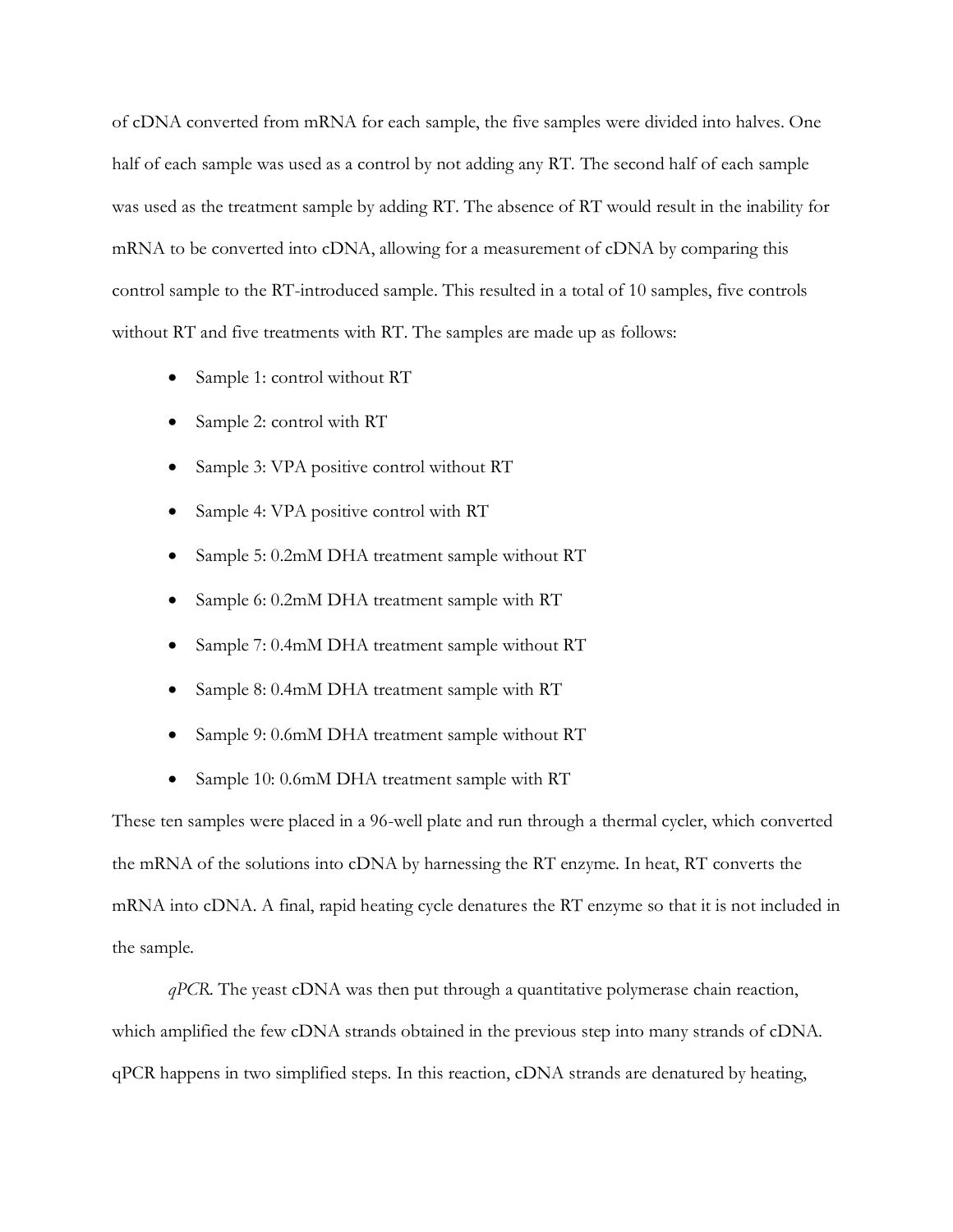of cDNA converted from mRNA for each sample, the five samples were divided into halves. One half of each sample was used as a control by not adding any RT. The second half of each sample was used as the treatment sample by adding RT. The absence of RT would result in the inability for mRNA to be converted into cDNA, allowing for a measurement of cDNA by comparing this control sample to the RT-introduced sample. This resulted in a total of 10 samples, five controls without RT and five treatments with RT. The samples are made up as follows:

- Sample 1: control without RT
- Sample 2: control with RT
- Sample 3: VPA positive control without RT
- Sample 4: VPA positive control with RT
- Sample 5: 0.2mM DHA treatment sample without RT
- Sample 6: 0.2mM DHA treatment sample with RT
- Sample 7: 0.4mM DHA treatment sample without RT
- Sample 8: 0.4mM DHA treatment sample with RT
- Sample 9: 0.6mM DHA treatment sample without RT
- Sample 10: 0.6mM DHA treatment sample with RT

These ten samples were placed in a 96-well plate and run through a thermal cycler, which converted the mRNA of the solutions into cDNA by harnessing the RT enzyme. In heat, RT converts the mRNA into cDNA. A final, rapid heating cycle denatures the RT enzyme so that it is not included in the sample.

*qPCR.* The yeast cDNA was then put through a quantitative polymerase chain reaction, which amplified the few cDNA strands obtained in the previous step into many strands of cDNA. qPCR happens in two simplified steps. In this reaction, cDNA strands are denatured by heating,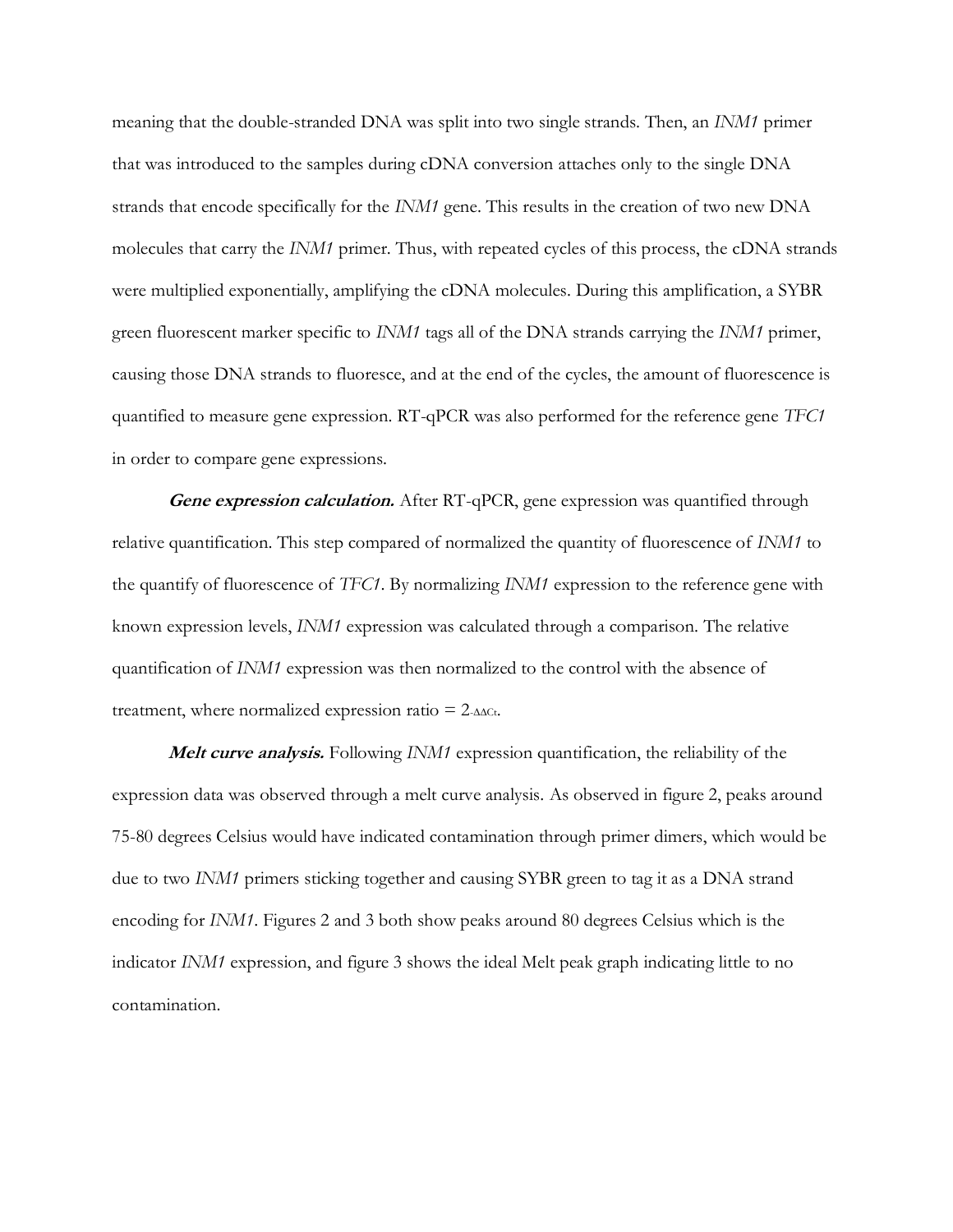meaning that the double-stranded DNA was split into two single strands. Then, an *INM1* primer that was introduced to the samples during cDNA conversion attaches only to the single DNA strands that encode specifically for the *INM1* gene. This results in the creation of two new DNA molecules that carry the *INM1* primer. Thus, with repeated cycles of this process, the cDNA strands were multiplied exponentially, amplifying the cDNA molecules. During this amplification, a SYBR green fluorescent marker specific to *INM1* tags all of the DNA strands carrying the *INM1* primer, causing those DNA strands to fluoresce, and at the end of the cycles, the amount of fluorescence is quantified to measure gene expression. RT-qPCR was also performed for the reference gene *TFC1* in order to compare gene expressions.

***Gene expression calculation.*** After RT-qPCR, gene expression was quantified through relative quantification. This step compared of normalized the quantity of fluorescence of *INM1* to the quantify of fluorescence of *TFC1*. By normalizing *INM1* expression to the reference gene with known expression levels, *INM1* expression was calculated through a comparison. The relative quantification of *INM1* expression was then normalized to the control with the absence of treatment, where normalized expression ratio = $2^{-\Delta\Delta Ct}$.

***Melt curve analysis.*** Following *INM1* expression quantification, the reliability of the expression data was observed through a melt curve analysis. As observed in figure 2, peaks around 75-80 degrees Celsius would have indicated contamination through primer dimers, which would be due to two *INM1* primers sticking together and causing SYBR green to tag it as a DNA strand encoding for *INM1*. Figures 2 and 3 both show peaks around 80 degrees Celsius which is the indicator *INM1* expression, and figure 3 shows the ideal Melt peak graph indicating little to no contamination.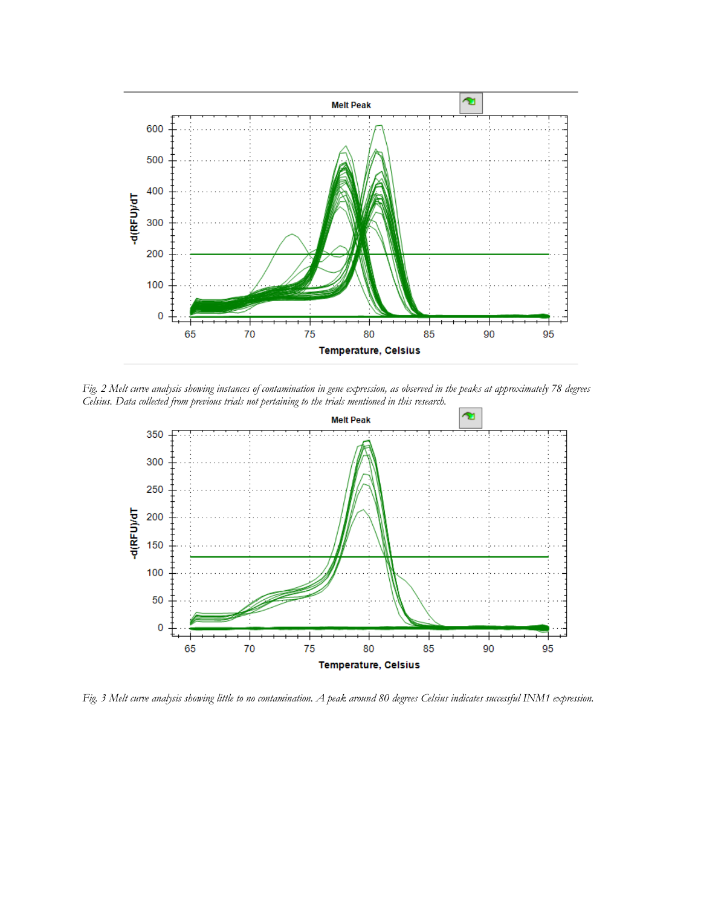*Fig. 2 Melt curve analysis showing instances of contamination in gene expression, as observed in the peaks at approximately 78 degrees Celsius. Data collected from previous trials not pertaining to the trials mentioned in this research.*

*Fig. 3 Melt curve analysis showing little to no contamination. A peak around 80 degrees Celsius indicates successful INM1 expression.*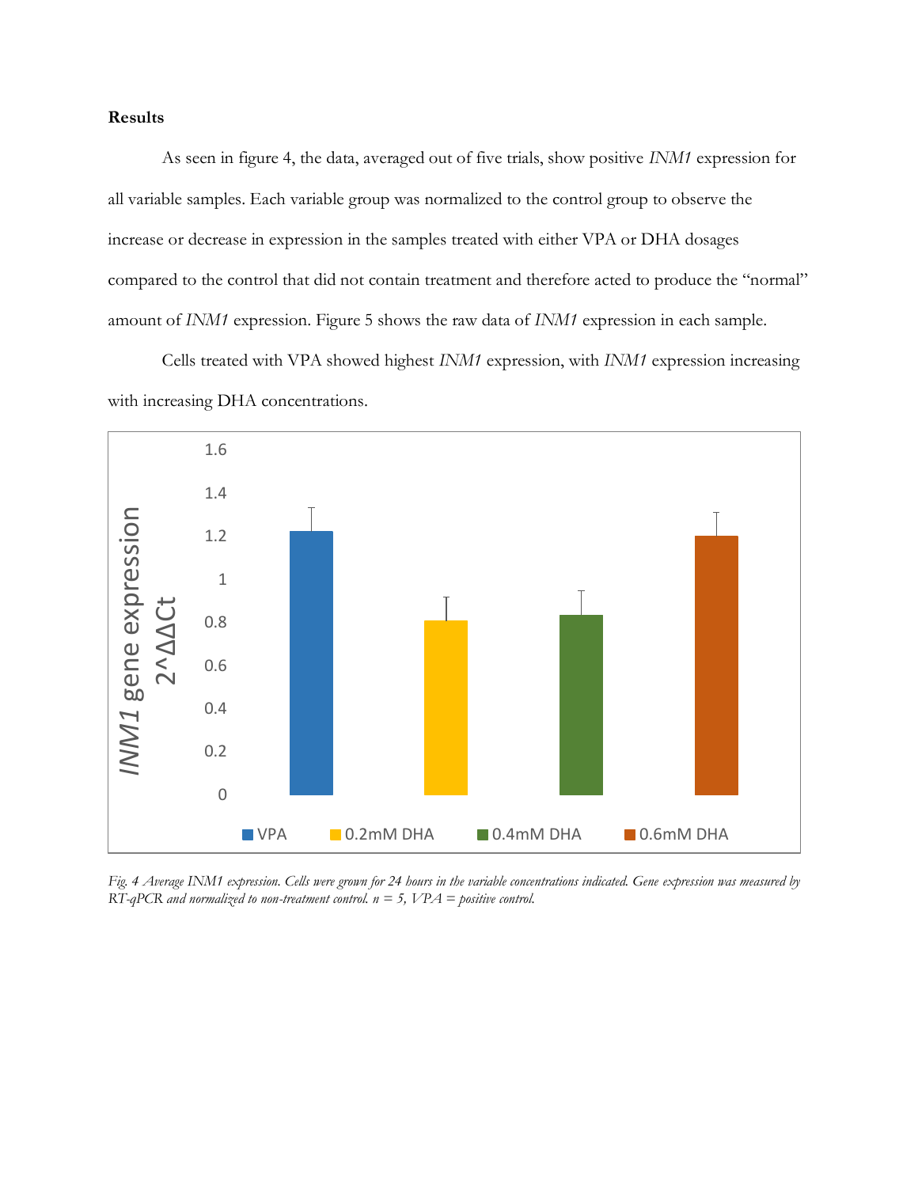**Results**

As seen in figure 4, the data, averaged out of five trials, show positive *INM1* expression for all variable samples. Each variable group was normalized to the control group to observe the increase or decrease in expression in the samples treated with either VPA or DHA dosages compared to the control that did not contain treatment and therefore acted to produce the "normal" amount of *INM1* expression. Figure 5 shows the raw data of *INM1* expression in each sample.

Cells treated with VPA showed highest *INM1* expression, with *INM1* expression increasing with increasing DHA concentrations.

*Fig. 4 Average INM1 expression. Cells were grown for 24 hours in the variable concentrations indicated. Gene expression was measured by RT-qPCR and normalized to non-treatment control. n = 5, VPA = positive control.*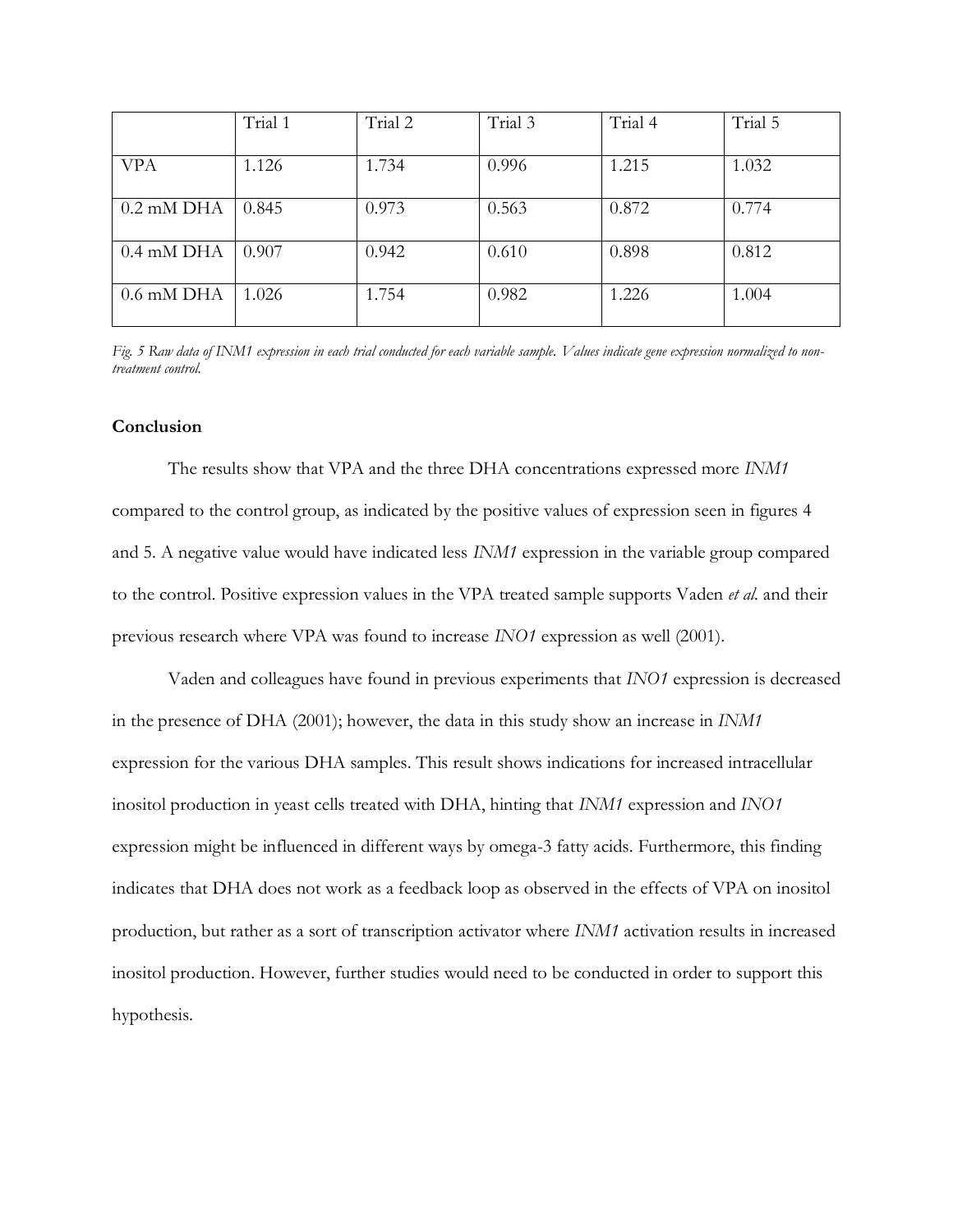| | Trial 1 | Trial 2 | Trial 3 | Trial 4 | Trial 5 |
|---|---|---|---|---|---|
| VPA | 1.126 | 1.734 | 0.996 | 1.215 | 1.032 |
| 0.2 mM DHA | 0.845 | 0.973 | 0.563 | 0.872 | 0.774 |
| 0.4 mM DHA | 0.907 | 0.942 | 0.610 | 0.898 | 0.812 |
| 0.6 mM DHA | 1.026 | 1.754 | 0.982 | 1.226 | 1.004 |

*Fig. 5 Raw data of INM1 expression in each trial conducted for each variable sample. Values indicate gene expression normalized to non-treatment control.*

**Conclusion**

The results show that VPA and the three DHA concentrations expressed more *INM1* compared to the control group, as indicated by the positive values of expression seen in figures 4 and 5. A negative value would have indicated less *INM1* expression in the variable group compared to the control. Positive expression values in the VPA treated sample supports Vaden *et al.* and their previous research where VPA was found to increase *INO1* expression as well (2001).

Vaden and colleagues have found in previous experiments that *INO1* expression is decreased in the presence of DHA (2001); however, the data in this study show an increase in *INM1* expression for the various DHA samples. This result shows indications for increased intracellular inositol production in yeast cells treated with DHA, hinting that *INM1* expression and *INO1* expression might be influenced in different ways by omega-3 fatty acids. Furthermore, this finding indicates that DHA does not work as a feedback loop as observed in the effects of VPA on inositol production, but rather as a sort of transcription activator where *INM1* activation results in increased inositol production. However, further studies would need to be conducted in order to support this hypothesis.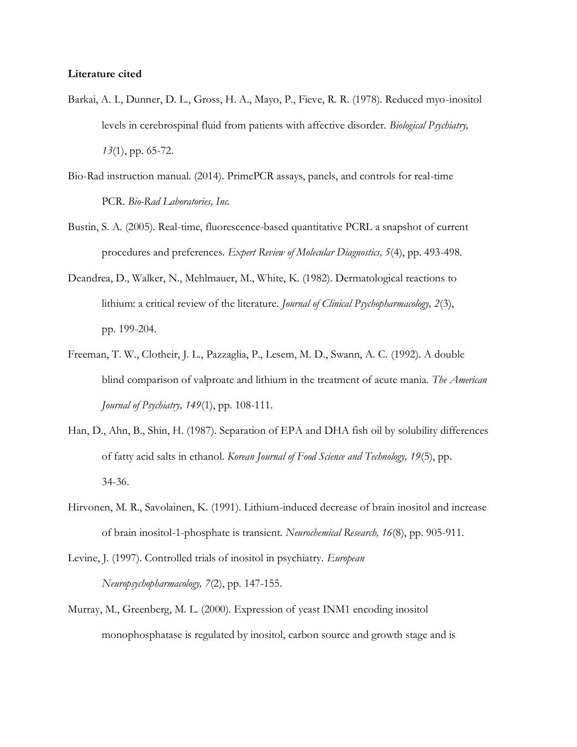**Literature cited**

Barkai, A. I., Dunner, D. L., Gross, H. A., Mayo, P., Fieve, R. R. (1978). Reduced myo-inositol levels in cerebrospinal fluid from patients with affective disorder. *Biological Psychiatry, 13*(1), pp. 65-72.

Bio-Rad instruction manual. (2014). PrimePCR assays, panels, and controls for real-time PCR. *Bio-Rad Laboratories, Inc.*

Bustin, S. A. (2005). Real-time, fluorescence-based quantitative PCRL a snapshot of current procedures and preferences. *Expert Review of Molecular Diagnostics, 5*(4), pp. 493-498.

Deandrea, D., Walker, N., Mehlmauer, M., White, K. (1982). Dermatological reactions to lithium: a critical review of the literature. *Journal of Clinical Psychopharmacology, 2*(3), pp. 199-204.

Freeman, T. W., Clotheir, J. L., Pazzaglia, P., Lesem, M. D., Swann, A. C. (1992). A double blind comparison of valproate and lithium in the treatment of acute mania. *The American Journal of Psychiatry, 149*(1), pp. 108-111.

Han, D., Ahn, B., Shin, H. (1987). Separation of EPA and DHA fish oil by solubility differences of fatty acid salts in ethanol. *Korean Journal of Food Science and Technology, 19*(5), pp. 34-36.

Hirvonen, M. R., Savolainen, K. (1991). Lithium-induced decrease of brain inositol and increase of brain inositol-1-phosphate is transient. *Neurochemical Research, 16*(8), pp. 905-911.

Levine, J. (1997). Controlled trials of inositol in psychiatry. *European Neuropsychopharmacology, 7*(2), pp. 147-155.

Murray, M., Greenberg, M. L. (2000). Expression of yeast INM1 encoding inositol monophosphatase is regulated by inositol, carbon source and growth stage and is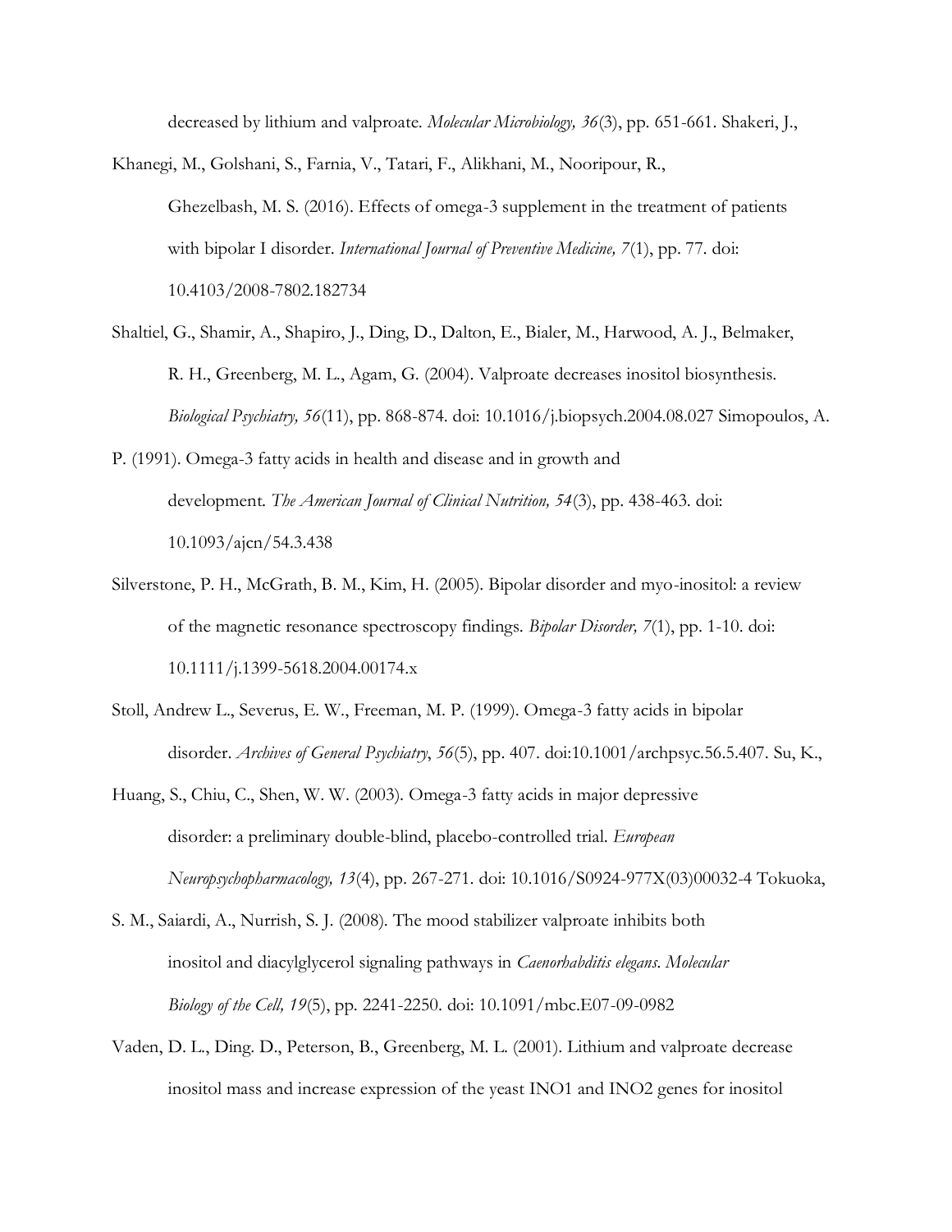decreased by lithium and valproate. *Molecular Microbiology, 36*(3), pp. 651-661.

Shakeri, J., Khanegi, M., Golshani, S., Farnia, V., Tatari, F., Alikhani, M., Nooripour, R., Ghezelbash, M. S. (2016). Effects of omega-3 supplement in the treatment of patients with bipolar I disorder. *International Journal of Preventive Medicine, 7*(1), pp. 77. doi: 10.4103/2008-7802.182734

Shaltiel, G., Shamir, A., Shapiro, J., Ding, D., Dalton, E., Bialer, M., Harwood, A. J., Belmaker, R. H., Greenberg, M. L., Agam, G. (2004). Valproate decreases inositol biosynthesis. *Biological Psychiatry, 56*(11), pp. 868-874. doi: 10.1016/j.biopsych.2004.08.027

Simopoulos, A. P. (1991). Omega-3 fatty acids in health and disease and in growth and development. *The American Journal of Clinical Nutrition, 54*(3), pp. 438-463. doi: 10.1093/ajcn/54.3.438

Silverstone, P. H., McGrath, B. M., Kim, H. (2005). Bipolar disorder and myo-inositol: a review of the magnetic resonance spectroscopy findings. *Bipolar Disorder, 7*(1), pp. 1-10. doi: 10.1111/j.1399-5618.2004.00174.x

Stoll, Andrew L., Severus, E. W., Freeman, M. P. (1999). Omega-3 fatty acids in bipolar disorder. *Archives of General Psychiatry*, *56*(5), pp. 407. doi:10.1001/archpsyc.56.5.407.

Su, K., Huang, S., Chiu, C., Shen, W. W. (2003). Omega-3 fatty acids in major depressive disorder: a preliminary double-blind, placebo-controlled trial. *European Neuropsychopharmacology, 13*(4), pp. 267-271. doi: 10.1016/S0924-977X(03)00032-4

Tokuoka, S. M., Saiardi, A., Nurrish, S. J. (2008). The mood stabilizer valproate inhibits both inositol and diacylglycerol signaling pathways in *Caenorhabditis elegans*. *Molecular Biology of the Cell, 19*(5), pp. 2241-2250. doi: 10.1091/mbc.E07-09-0982

Vaden, D. L., Ding. D., Peterson, B., Greenberg, M. L. (2001). Lithium and valproate decrease inositol mass and increase expression of the yeast INO1 and INO2 genes for inositol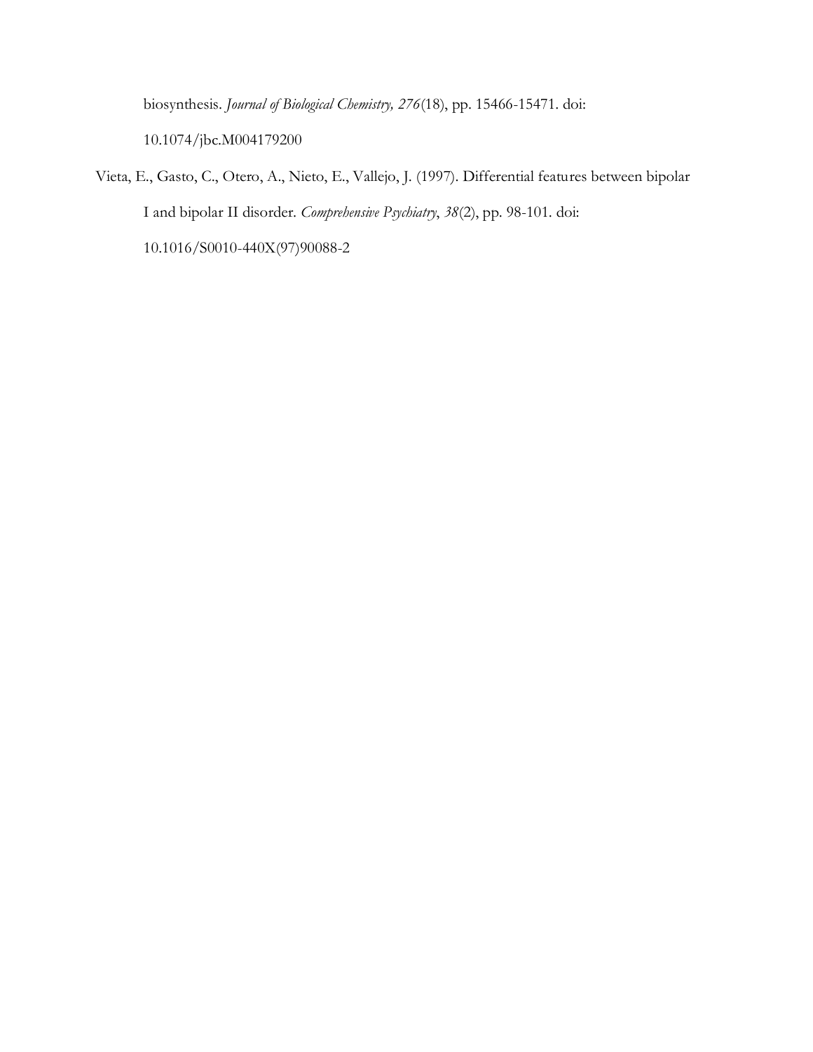biosynthesis. *Journal of Biological Chemistry, 276*(18), pp. 15466-15471. doi: 10.1074/jbc.M004179200

Vieta, E., Gasto, C., Otero, A., Nieto, E., Vallejo, J. (1997). Differential features between bipolar I and bipolar II disorder. *Comprehensive Psychiatry*, *38*(2), pp. 98-101. doi: 10.1016/S0010-440X(97)90088-2